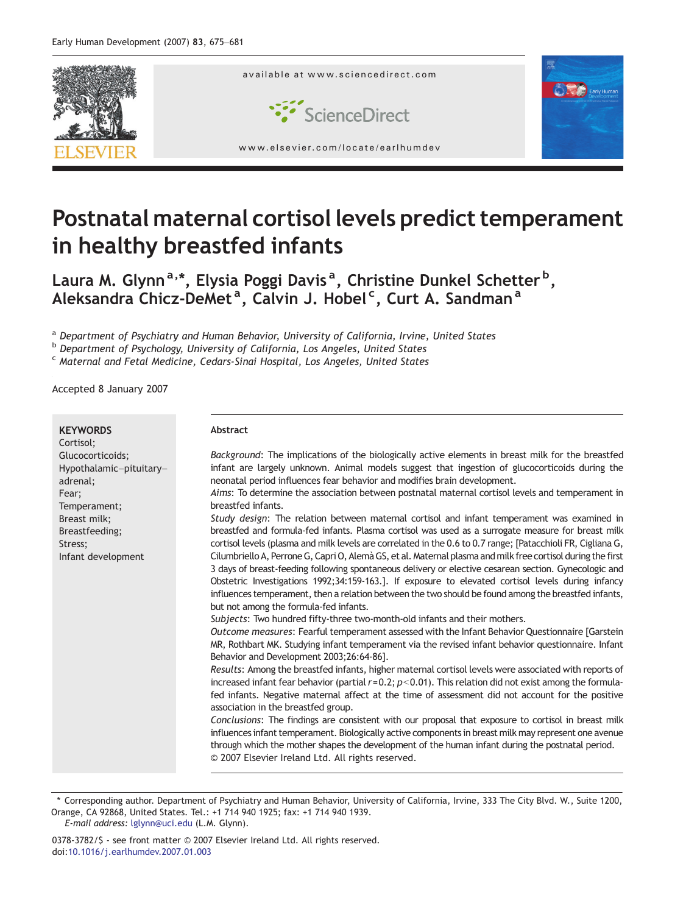# Postnatal maternal cortisol levels predict temperament in healthy breastfed infants

Laura M. Glynn [a,*], Elysia Poggi Davis [a], Christine Dunkel Schetter [b], Aleksandra Chicz-DeMet [a], Calvin J. Hobel [c], Curt A. Sandman [a]

[a] *Department of Psychiatry and Human Behavior, University of California, Irvine, United States*
[b] *Department of Psychology, University of California, Los Angeles, United States*
[c] *Maternal and Fetal Medicine, Cedars-Sinai Hospital, Los Angeles, United States*

Accepted 8 January 2007

**KEYWORDS**
Cortisol;
Glucocorticoids;
Hypothalamic–pituitary–adrenal;
Fear;
Temperament;
Breast milk;
Breastfeeding;
Stress;
Infant development

**Abstract**

*Background*: The implications of the biologically active elements in breast milk for the breastfed infant are largely unknown. Animal models suggest that ingestion of glucocorticoids during the neonatal period influences fear behavior and modifies brain development.

*Aims*: To determine the association between postnatal maternal cortisol levels and temperament in breastfed infants.

*Study design*: The relation between maternal cortisol and infant temperament was examined in breastfed and formula-fed infants. Plasma cortisol was used as a surrogate measure for breast milk cortisol levels (plasma and milk levels are correlated in the 0.6 to 0.7 range; [Patacchioli FR, Cigliana G, Cilumbriello A, Perrone G, Capri O, Alemà GS, et al. Maternal plasma and milk free cortisol during the first 3 days of breast-feeding following spontaneous delivery or elective cesarean section. Gynecologic and Obstetric Investigations 1992;34:159-163.]. If exposure to elevated cortisol levels during infancy influences temperament, then a relation between the two should be found among the breastfed infants, but not among the formula-fed infants.

*Subjects*: Two hundred fifty-three two-month-old infants and their mothers.

*Outcome measures*: Fearful temperament assessed with the Infant Behavior Questionnaire [Garstein MR, Rothbart MK. Studying infant temperament via the revised infant behavior questionnaire. Infant Behavior and Development 2003;26:64-86].

*Results*: Among the breastfed infants, higher maternal cortisol levels were associated with reports of increased infant fear behavior (partial $r=0.2$; $p<0.01$). This relation did not exist among the formula-fed infants. Negative maternal affect at the time of assessment did not account for the positive association in the breastfed group.

*Conclusions*: The findings are consistent with our proposal that exposure to cortisol in breast milk influences infant temperament. Biologically active components in breast milk may represent one avenue through which the mother shapes the development of the human infant during the postnatal period.

© 2007 Elsevier Ireland Ltd. All rights reserved.

\* Corresponding author. Department of Psychiatry and Human Behavior, University of California, Irvine, 333 The City Blvd. W., Suite 1200, Orange, CA 92868, United States. Tel.: +1 714 940 1925; fax: +1 714 940 1939.
*E-mail address:* lglynn@uci.edu (L.M. Glynn).

0378-3782/$ - see front matter © 2007 Elsevier Ireland Ltd. All rights reserved.
doi:10.1016/j.earlhumdev.2007.01.003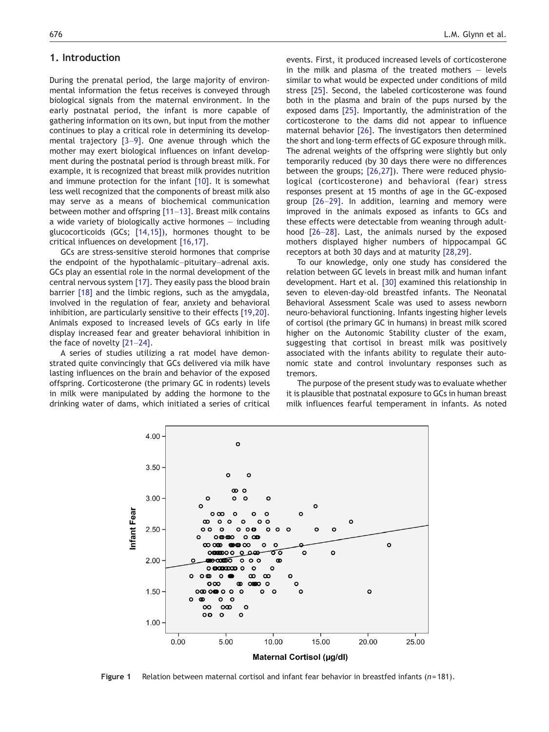## 1. Introduction

During the prenatal period, the large majority of environmental information the fetus receives is conveyed through biological signals from the maternal environment. In the early postnatal period, the infant is more capable of gathering information on its own, but input from the mother continues to play a critical role in determining its developmental trajectory [3–9]. One avenue through which the mother may exert biological influences on infant development during the postnatal period is through breast milk. For example, it is recognized that breast milk provides nutrition and immune protection for the infant [10]. It is somewhat less well recognized that the components of breast milk also may serve as a means of biochemical communication between mother and offspring [11–13]. Breast milk contains a wide variety of biologically active hormones — including glucocorticoids (GCs; [14,15]), hormones thought to be critical influences on development [16,17].

GCs are stress-sensitive steroid hormones that comprise the endpoint of the hypothalamic–pituitary–adrenal axis. GCs play an essential role in the normal development of the central nervous system [17]. They easily pass the blood brain barrier [18] and the limbic regions, such as the amygdala, involved in the regulation of fear, anxiety and behavioral inhibition, are particularly sensitive to their effects [19,20]. Animals exposed to increased levels of GCs early in life display increased fear and greater behavioral inhibition in the face of novelty [21–24].

A series of studies utilizing a rat model have demonstrated quite convincingly that GCs delivered via milk have lasting influences on the brain and behavior of the exposed offspring. Corticosterone (the primary GC in rodents) levels in milk were manipulated by adding the hormone to the drinking water of dams, which initiated a series of critical events. First, it produced increased levels of corticosterone in the milk and plasma of the treated mothers — levels similar to what would be expected under conditions of mild stress [25]. Second, the labeled corticosterone was found both in the plasma and brain of the pups nursed by the exposed dams [25]. Importantly, the administration of the corticosterone to the dams did not appear to influence maternal behavior [26]. The investigators then determined the short and long-term effects of GC exposure through milk. The adrenal weights of the offspring were slightly but only temporarily reduced (by 30 days there were no differences between the groups; [26,27]). There were reduced physiological (corticosterone) and behavioral (fear) stress responses present at 15 months of age in the GC-exposed group [26–29]. In addition, learning and memory were improved in the animals exposed as infants to GCs and these effects were detectable from weaning through adulthood [26–28]. Last, the animals nursed by the exposed mothers displayed higher numbers of hippocampal GC receptors at both 30 days and at maturity [28,29].

To our knowledge, only one study has considered the relation between GC levels in breast milk and human infant development. Hart et al. [30] examined this relationship in seven to eleven-day-old breastfed infants. The Neonatal Behavioral Assessment Scale was used to assess newborn neuro-behavioral functioning. Infants ingesting higher levels of cortisol (the primary GC in humans) in breast milk scored higher on the Autonomic Stability cluster of the exam, suggesting that cortisol in breast milk was positively associated with the infants ability to regulate their autonomic state and control involuntary responses such as tremors.

The purpose of the present study was to evaluate whether it is plausible that postnatal exposure to GCs in human breast milk influences fearful temperament in infants. As noted

**Figure 1** Relation between maternal cortisol and infant fear behavior in breastfed infants ($n = 181$).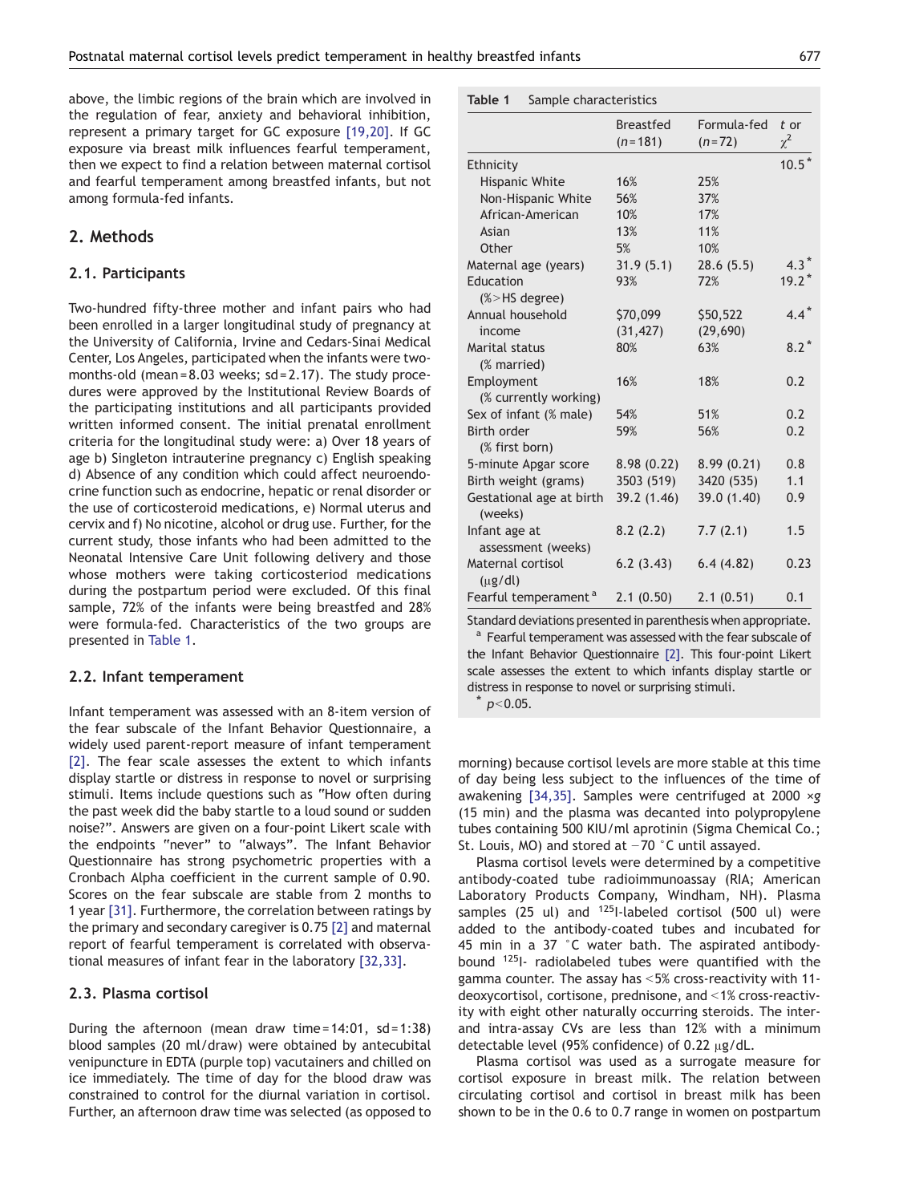above, the limbic regions of the brain which are involved in the regulation of fear, anxiety and behavioral inhibition, represent a primary target for GC exposure [19,20]. If GC exposure via breast milk influences fearful temperament, then we expect to find a relation between maternal cortisol and fearful temperament among breastfed infants, but not among formula-fed infants.

## 2. Methods

### 2.1. Participants

Two-hundred fifty-three mother and infant pairs who had been enrolled in a larger longitudinal study of pregnancy at the University of California, Irvine and Cedars-Sinai Medical Center, Los Angeles, participated when the infants were two-months-old (mean = 8.03 weeks; sd = 2.17). The study procedures were approved by the Institutional Review Boards of the participating institutions and all participants provided written informed consent. The initial prenatal enrollment criteria for the longitudinal study were: a) Over 18 years of age b) Singleton intrauterine pregnancy c) English speaking d) Absence of any condition which could affect neuroendocrine function such as endocrine, hepatic or renal disorder or the use of corticosteroid medications, e) Normal uterus and cervix and f) No nicotine, alcohol or drug use. Further, for the current study, those infants who had been admitted to the Neonatal Intensive Care Unit following delivery and those whose mothers were taking corticosteriod medications during the postpartum period were excluded. Of this final sample, 72% of the infants were being breastfed and 28% were formula-fed. Characteristics of the two groups are presented in Table 1.

**Table 1** Sample characteristics

| | Breastfed ($n$=181) | Formula-fed ($n$=72) | $t$ or $\chi^2$ |
|---|---|---|---|
| Ethnicity | | | 10.5* |
| Hispanic White | 16% | 25% | |
| Non-Hispanic White | 56% | 37% | |
| African-American | 10% | 17% | |
| Asian | 13% | 11% | |
| Other | 5% | 10% | |
| Maternal age (years) | 31.9 (5.1) | 28.6 (5.5) | 4.3* |
| Education (%>HS degree) | 93% | 72% | 19.2* |
| Annual household income | $70,099 (31,427) | $50,522 (29,690) | 4.4* |
| Marital status (% married) | 80% | 63% | 8.2* |
| Employment (% currently working) | 16% | 18% | 0.2 |
| Sex of infant (% male) | 54% | 51% | 0.2 |
| Birth order (% first born) | 59% | 56% | 0.2 |
| 5-minute Apgar score | 8.98 (0.22) | 8.99 (0.21) | 0.8 |
| Birth weight (grams) | 3503 (519) | 3420 (535) | 1.1 |
| Gestational age at birth (weeks) | 39.2 (1.46) | 39.0 (1.40) | 0.9 |
| Infant age at assessment (weeks) | 8.2 (2.2) | 7.7 (2.1) | 1.5 |
| Maternal cortisol (μg/dl) | 6.2 (3.43) | 6.4 (4.82) | 0.23 |
| Fearful temperament [a] | 2.1 (0.50) | 2.1 (0.51) | 0.1 |

Standard deviations presented in parenthesis when appropriate.
[a] Fearful temperament was assessed with the fear subscale of the Infant Behavior Questionnaire [2]. This four-point Likert scale assesses the extent to which infants display startle or distress in response to novel or surprising stimuli.
* $p$<0.05.

### 2.2. Infant temperament

Infant temperament was assessed with an 8-item version of the fear subscale of the Infant Behavior Questionnaire, a widely used parent-report measure of infant temperament [2]. The fear scale assesses the extent to which infants display startle or distress in response to novel or surprising stimuli. Items include questions such as "How often during the past week did the baby startle to a loud sound or sudden noise?". Answers are given on a four-point Likert scale with the endpoints "never" to "always". The Infant Behavior Questionnaire has strong psychometric properties with a Cronbach Alpha coefficient in the current sample of 0.90. Scores on the fear subscale are stable from 2 months to 1 year [31]. Furthermore, the correlation between ratings by the primary and secondary caregiver is 0.75 [2] and maternal report of fearful temperament is correlated with observational measures of infant fear in the laboratory [32,33].

### 2.3. Plasma cortisol

During the afternoon (mean draw time = 14:01, sd = 1:38) blood samples (20 ml/draw) were obtained by antecubital venipuncture in EDTA (purple top) vacutainers and chilled on ice immediately. The time of day for the blood draw was constrained to control for the diurnal variation in cortisol. Further, an afternoon draw time was selected (as opposed to morning) because cortisol levels are more stable at this time of day being less subject to the influences of the time of awakening [34,35]. Samples were centrifuged at 2000 ×$g$ (15 min) and the plasma was decanted into polypropylene tubes containing 500 KIU/ml aprotinin (Sigma Chemical Co.; St. Louis, MO) and stored at −70 °C until assayed.

Plasma cortisol levels were determined by a competitive antibody-coated tube radioimmunoassay (RIA; American Laboratory Products Company, Windham, NH). Plasma samples (25 ul) and $^{125}$I-labeled cortisol (500 ul) were added to the antibody-coated tubes and incubated for 45 min in a 37 °C water bath. The aspirated antibody-bound $^{125}$I- radiolabeled tubes were quantified with the gamma counter. The assay has <5% cross-reactivity with 11-deoxycortisol, cortisone, prednisone, and <1% cross-reactivity with eight other naturally occurring steroids. The inter- and intra-assay CVs are less than 12% with a minimum detectable level (95% confidence) of 0.22 μg/dL.

Plasma cortisol was used as a surrogate measure for cortisol exposure in breast milk. The relation between circulating cortisol and cortisol in breast milk has been shown to be in the 0.6 to 0.7 range in women on postpartum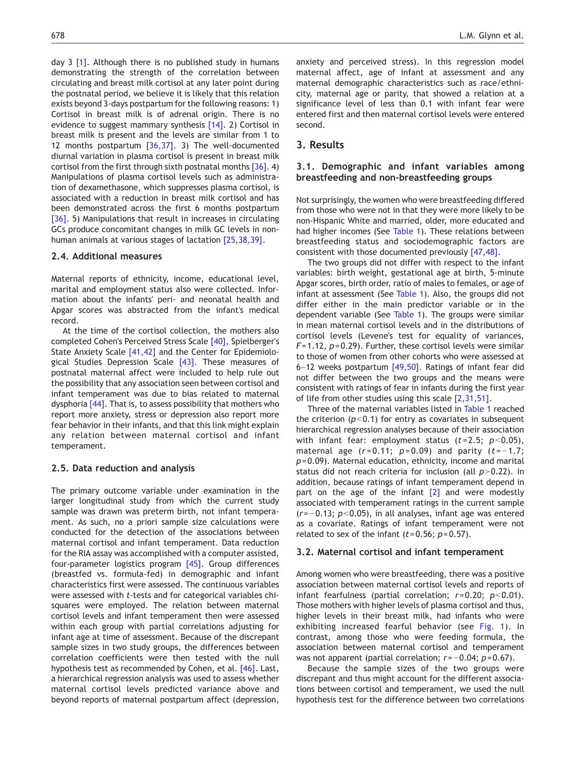day 3 [1]. Although there is no published study in humans demonstrating the strength of the correlation between circulating and breast milk cortisol at any later point during the postnatal period, we believe it is likely that this relation exists beyond 3-days postpartum for the following reasons: 1) Cortisol in breast milk is of adrenal origin. There is no evidence to suggest mammary synthesis [14]. 2) Cortisol in breast milk is present and the levels are similar from 1 to 12 months postpartum [36,37]. 3) The well-documented diurnal variation in plasma cortisol is present in breast milk cortisol from the first through sixth postnatal months [36]. 4) Manipulations of plasma cortisol levels such as administration of dexamethasone, which suppresses plasma cortisol, is associated with a reduction in breast milk cortisol and has been demonstrated across the first 6 months postpartum [36]. 5) Manipulations that result in increases in circulating GCs produce concomitant changes in milk GC levels in non-human animals at various stages of lactation [25,38,39].

### 2.4. Additional measures

Maternal reports of ethnicity, income, educational level, marital and employment status also were collected. Information about the infants' peri- and neonatal health and Apgar scores was abstracted from the infant's medical record.

At the time of the cortisol collection, the mothers also completed Cohen's Perceived Stress Scale [40], Spielberger's State Anxiety Scale [41,42] and the Center for Epidemiological Studies Depression Scale [43]. These measures of postnatal maternal affect were included to help rule out the possibility that any association seen between cortisol and infant temperament was due to bias related to maternal dysphoria [44]. That is, to assess possibility that mothers who report more anxiety, stress or depression also report more fear behavior in their infants, and that this link might explain any relation between maternal cortisol and infant temperament.

### 2.5. Data reduction and analysis

The primary outcome variable under examination in the larger longitudinal study from which the current study sample was drawn was preterm birth, not infant temperament. As such, no a priori sample size calculations were conducted for the detection of the associations between maternal cortisol and infant temperament. Data reduction for the RIA assay was accomplished with a computer assisted, four-parameter logistics program [45]. Group differences (breastfed vs. formula-fed) in demographic and infant characteristics first were assessed. The continuous variables were assessed with *t*-tests and for categorical variables chi-squares were employed. The relation between maternal cortisol levels and infant temperament then were assessed within each group with partial correlations adjusting for infant age at time of assessment. Because of the discrepant sample sizes in two study groups, the differences between correlation coefficients were then tested with the null hypothesis test as recommended by Cohen, et al. [46]. Last, a hierarchical regression analysis was used to assess whether maternal cortisol levels predicted variance above and beyond reports of maternal postpartum affect (depression, anxiety and perceived stress). In this regression model maternal affect, age of infant at assessment and any maternal demographic characteristics such as race/ethnicity, maternal age or parity, that showed a relation at a significance level of less than 0.1 with infant fear were entered first and then maternal cortisol levels were entered second.

## 3. Results

### 3.1. Demographic and infant variables among breastfeeding and non-breastfeeding groups

Not surprisingly, the women who were breastfeeding differed from those who were not in that they were more likely to be non-Hispanic White and married, older, more educated and had higher incomes (See Table 1). These relations between breastfeeding status and sociodemographic factors are consistent with those documented previously [47,48].

The two groups did not differ with respect to the infant variables: birth weight, gestational age at birth, 5-minute Apgar scores, birth order, ratio of males to females, or age of infant at assessment (See Table 1). Also, the groups did not differ either in the main predictor variable or in the dependent variable (See Table 1). The groups were similar in mean maternal cortisol levels and in the distributions of cortisol levels (Levene's test for equality of variances, $F=1.12$, $p=0.29$). Further, these cortisol levels were similar to those of women from other cohorts who were assessed at 6–12 weeks postpartum [49,50]. Ratings of infant fear did not differ between the two groups and the means were consistent with ratings of fear in infants during the first year of life from other studies using this scale [2,31,51].

Three of the maternal variables listed in Table 1 reached the criterion ($p<0.1$) for entry as covariates in subsequent hierarchical regression analyses because of their association with infant fear: employment status ($t=2.5$; $p<0.05$), maternal age ($r=0.11$; $p=0.09$) and parity ($t=-1.7$; $p=0.09$). Maternal education, ethnicity, income and marital status did not reach criteria for inclusion (all $p>0.22$). In addition, because ratings of infant temperament depend in part on the age of the infant [2] and were modestly associated with temperament ratings in the current sample ($r=-0.13$; $p<0.05$), in all analyses, infant age was entered as a covariate. Ratings of infant temperament were not related to sex of the infant ($t=0.56$; $p=0.57$).

### 3.2. Maternal cortisol and infant temperament

Among women who were breastfeeding, there was a positive association between maternal cortisol levels and reports of infant fearfulness (partial correlation; $r=0.20$; $p<0.01$). Those mothers with higher levels of plasma cortisol and thus, higher levels in their breast milk, had infants who were exhibiting increased fearful behavior (see Fig. 1). In contrast, among those who were feeding formula, the association between maternal cortisol and temperament was not apparent (partial correlation; $r=-0.04$; $p=0.67$).

Because the sample sizes of the two groups were discrepant and thus might account for the different associations between cortisol and temperament, we used the null hypothesis test for the difference between two correlations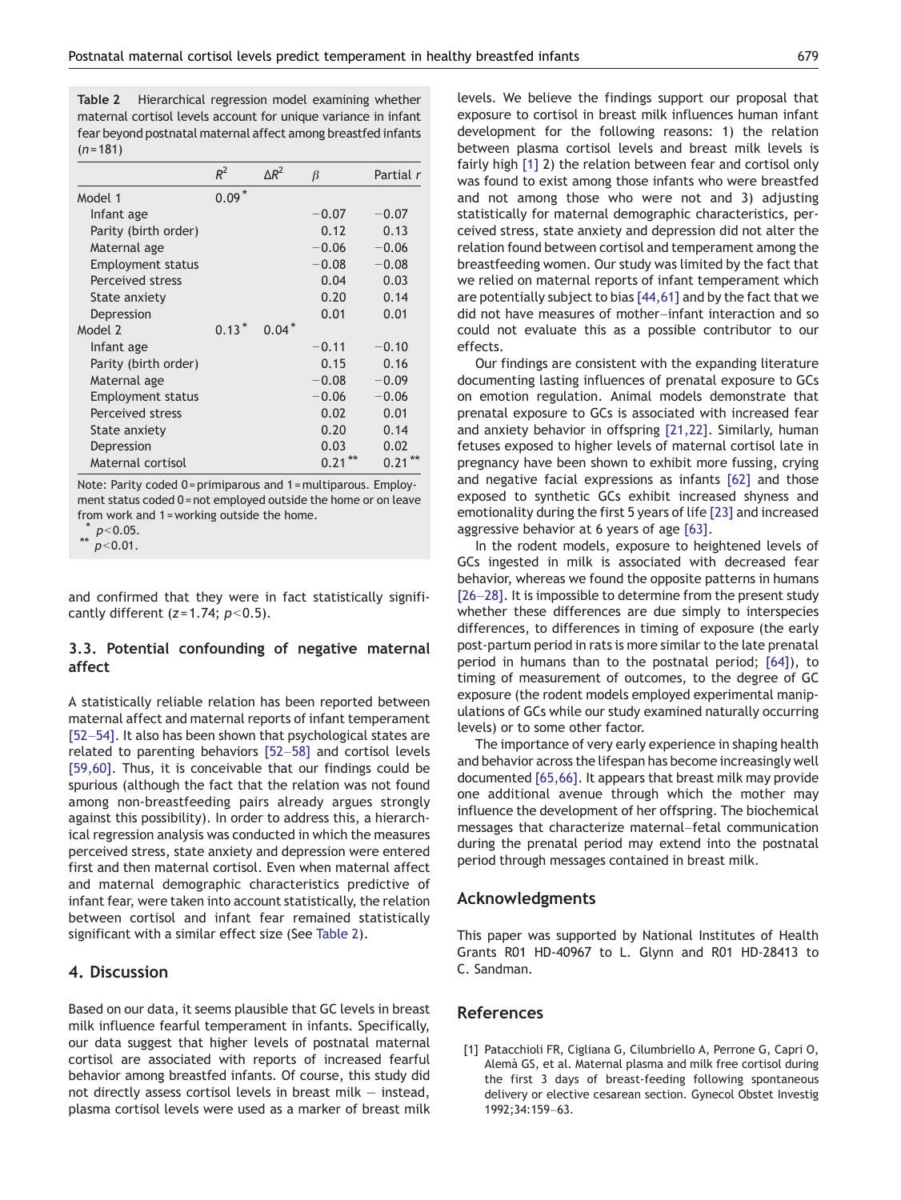**Table 2** Hierarchical regression model examining whether maternal cortisol levels account for unique variance in infant fear beyond postnatal maternal affect among breastfed infants ($n = 181$)

| | $R^2$ | $\Delta R^2$ | $\beta$ | Partial $r$ |
|---|---|---|---|---|
| Model 1 | $0.09^*$ | | | |
| Infant age | | | −0.07 | −0.07 |
| Parity (birth order) | | | 0.12 | 0.13 |
| Maternal age | | | −0.06 | −0.06 |
| Employment status | | | −0.08 | −0.08 |
| Perceived stress | | | 0.04 | 0.03 |
| State anxiety | | | 0.20 | 0.14 |
| Depression | | | 0.01 | 0.01 |
| Model 2 | $0.13^*$ | $0.04^*$ | | |
| Infant age | | | −0.11 | −0.10 |
| Parity (birth order) | | | 0.15 | 0.16 |
| Maternal age | | | −0.08 | −0.09 |
| Employment status | | | −0.06 | −0.06 |
| Perceived stress | | | 0.02 | 0.01 |
| State anxiety | | | 0.20 | 0.14 |
| Depression | | | 0.03 | 0.02 |
| Maternal cortisol | | | $0.21^{**}$ | $0.21^{**}$ |

Note: Parity coded 0 = primiparous and 1 = multiparous. Employment status coded 0 = not employed outside the home or on leave from work and 1 = working outside the home.

* $p < 0.05$.

** $p < 0.01$.

and confirmed that they were in fact statistically significantly different ($z = 1.74$; $p < 0.5$).

### 3.3. Potential confounding of negative maternal affect

A statistically reliable relation has been reported between maternal affect and maternal reports of infant temperament [52–54]. It also has been shown that psychological states are related to parenting behaviors [52–58] and cortisol levels [59,60]. Thus, it is conceivable that our findings could be spurious (although the fact that the relation was not found among non-breastfeeding pairs already argues strongly against this possibility). In order to address this, a hierarchical regression analysis was conducted in which the measures perceived stress, state anxiety and depression were entered first and then maternal cortisol. Even when maternal affect and maternal demographic characteristics predictive of infant fear, were taken into account statistically, the relation between cortisol and infant fear remained statistically significant with a similar effect size (See Table 2).

## 4. Discussion

Based on our data, it seems plausible that GC levels in breast milk influence fearful temperament in infants. Specifically, our data suggest that higher levels of postnatal maternal cortisol are associated with reports of increased fearful behavior among breastfed infants. Of course, this study did not directly assess cortisol levels in breast milk — instead, plasma cortisol levels were used as a marker of breast milk levels. We believe the findings support our proposal that exposure to cortisol in breast milk influences human infant development for the following reasons: 1) the relation between plasma cortisol levels and breast milk levels is fairly high [1] 2) the relation between fear and cortisol only was found to exist among those infants who were breastfed and not among those who were not and 3) adjusting statistically for maternal demographic characteristics, perceived stress, state anxiety and depression did not alter the relation found between cortisol and temperament among the breastfeeding women. Our study was limited by the fact that we relied on maternal reports of infant temperament which are potentially subject to bias [44,61] and by the fact that we did not have measures of mother–infant interaction and so could not evaluate this as a possible contributor to our effects.

Our findings are consistent with the expanding literature documenting lasting influences of prenatal exposure to GCs on emotion regulation. Animal models demonstrate that prenatal exposure to GCs is associated with increased fear and anxiety behavior in offspring [21,22]. Similarly, human fetuses exposed to higher levels of maternal cortisol late in pregnancy have been shown to exhibit more fussing, crying and negative facial expressions as infants [62] and those exposed to synthetic GCs exhibit increased shyness and emotionality during the first 5 years of life [23] and increased aggressive behavior at 6 years of age [63].

In the rodent models, exposure to heightened levels of GCs ingested in milk is associated with decreased fear behavior, whereas we found the opposite patterns in humans [26–28]. It is impossible to determine from the present study whether these differences are due simply to interspecies differences, to differences in timing of exposure (the early post-partum period in rats is more similar to the late prenatal period in humans than to the postnatal period; [64]), to timing of measurement of outcomes, to the degree of GC exposure (the rodent models employed experimental manipulations of GCs while our study examined naturally occurring levels) or to some other factor.

The importance of very early experience in shaping health and behavior across the lifespan has become increasingly well documented [65,66]. It appears that breast milk may provide one additional avenue through which the mother may influence the development of her offspring. The biochemical messages that characterize maternal–fetal communication during the prenatal period may extend into the postnatal period through messages contained in breast milk.

## Acknowledgments

This paper was supported by National Institutes of Health Grants R01 HD-40967 to L. Glynn and R01 HD-28413 to C. Sandman.

## References

[1] Patacchioli FR, Cigliana G, Cilumbriello A, Perrone G, Capri O, Alemà GS, et al. Maternal plasma and milk free cortisol during the first 3 days of breast-feeding following spontaneous delivery or elective cesarean section. Gynecol Obstet Investig 1992;34:159–63.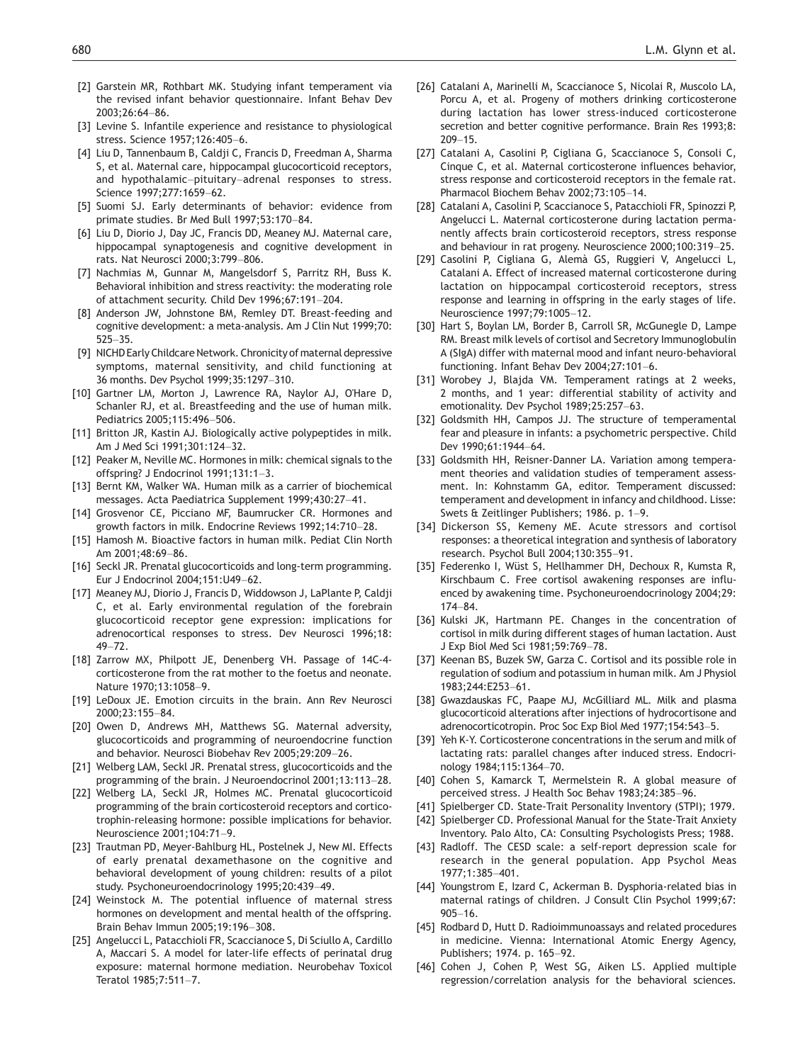[2] Garstein MR, Rothbart MK. Studying infant temperament via the revised infant behavior questionnaire. Infant Behav Dev 2003;26:64–86.

[3] Levine S. Infantile experience and resistance to physiological stress. Science 1957;126:405–6.

[4] Liu D, Tannenbaum B, Caldji C, Francis D, Freedman A, Sharma S, et al. Maternal care, hippocampal glucocorticoid receptors, and hypothalamic–pituitary–adrenal responses to stress. Science 1997;277:1659–62.

[5] Suomi SJ. Early determinants of behavior: evidence from primate studies. Br Med Bull 1997;53:170–84.

[6] Liu D, Diorio J, Day JC, Francis DD, Meaney MJ. Maternal care, hippocampal synaptogenesis and cognitive development in rats. Nat Neurosci 2000;3:799–806.

[7] Nachmias M, Gunnar M, Mangelsdorf S, Parritz RH, Buss K. Behavioral inhibition and stress reactivity: the moderating role of attachment security. Child Dev 1996;67:191–204.

[8] Anderson JW, Johnstone BM, Remley DT. Breast-feeding and cognitive development: a meta-analysis. Am J Clin Nut 1999;70: 525–35.

[9] NICHD Early Childcare Network. Chronicity of maternal depressive symptoms, maternal sensitivity, and child functioning at 36 months. Dev Psychol 1999;35:1297–310.

[10] Gartner LM, Morton J, Lawrence RA, Naylor AJ, O'Hare D, Schanler RJ, et al. Breastfeeding and the use of human milk. Pediatrics 2005;115:496–506.

[11] Britton JR, Kastin AJ. Biologically active polypeptides in milk. Am J Med Sci 1991;301:124–32.

[12] Peaker M, Neville MC. Hormones in milk: chemical signals to the offspring? J Endocrinol 1991;131:1–3.

[13] Bernt KM, Walker WA. Human milk as a carrier of biochemical messages. Acta Paediatrica Supplement 1999;430:27–41.

[14] Grosvenor CE, Picciano MF, Baumrucker CR. Hormones and growth factors in milk. Endocrine Reviews 1992;14:710–28.

[15] Hamosh M. Bioactive factors in human milk. Pediat Clin North Am 2001;48:69–86.

[16] Seckl JR. Prenatal glucocorticoids and long-term programming. Eur J Endocrinol 2004;151:U49–62.

[17] Meaney MJ, Diorio J, Francis D, Widdowson J, LaPlante P, Caldji C, et al. Early environmental regulation of the forebrain glucocorticoid receptor gene expression: implications for adrenocortical responses to stress. Dev Neurosci 1996;18: 49–72.

[18] Zarrow MX, Philpott JE, Denenberg VH. Passage of 14C-4-corticosterone from the rat mother to the foetus and neonate. Nature 1970;13:1058–9.

[19] LeDoux JE. Emotion circuits in the brain. Ann Rev Neurosci 2000;23:155–84.

[20] Owen D, Andrews MH, Matthews SG. Maternal adversity, glucocorticoids and programming of neuroendocrine function and behavior. Neurosci Biobehav Rev 2005;29:209–26.

[21] Welberg LAM, Seckl JR. Prenatal stress, glucocorticoids and the programming of the brain. J Neuroendocrinol 2001;13:113–28.

[22] Welberg LA, Seckl JR, Holmes MC. Prenatal glucocorticoid programming of the brain corticosteroid receptors and corticotrophin-releasing hormone: possible implications for behavior. Neuroscience 2001;104:71–9.

[23] Trautman PD, Meyer-Bahlburg HL, Postelnek J, New MI. Effects of early prenatal dexamethasone on the cognitive and behavioral development of young children: results of a pilot study. Psychoneuroendocrinology 1995;20:439–49.

[24] Weinstock M. The potential influence of maternal stress hormones on development and mental health of the offspring. Brain Behav Immun 2005;19:196–308.

[25] Angelucci L, Patacchioli FR, Scaccianoce S, Di Sciullo A, Cardillo A, Maccari S. A model for later-life effects of perinatal drug exposure: maternal hormone mediation. Neurobehav Toxicol Teratol 1985;7:511–7.

[26] Catalani A, Marinelli M, Scaccianoce S, Nicolai R, Muscolo LA, Porcu A, et al. Progeny of mothers drinking corticosterone during lactation has lower stress-induced corticosterone secretion and better cognitive performance. Brain Res 1993;8: 209–15.

[27] Catalani A, Casolini P, Cigliana G, Scaccianoce S, Consoli C, Cinque C, et al. Maternal corticosterone influences behavior, stress response and corticosteroid receptors in the female rat. Pharmacol Biochem Behav 2002;73:105–14.

[28] Catalani A, Casolini P, Scaccianoce S, Patacchioli FR, Spinozzi P, Angelucci L. Maternal corticosterone during lactation permanently affects brain corticosteroid receptors, stress response and behaviour in rat progeny. Neuroscience 2000;100:319–25.

[29] Casolini P, Cigliana G, Alemà GS, Ruggieri V, Angelucci L, Catalani A. Effect of increased maternal corticosterone during lactation on hippocampal corticosteroid receptors, stress response and learning in offspring in the early stages of life. Neuroscience 1997;79:1005–12.

[30] Hart S, Boylan LM, Border B, Carroll SR, McGunegle D, Lampe RM. Breast milk levels of cortisol and Secretory Immunoglobulin A (SIgA) differ with maternal mood and infant neuro-behavioral functioning. Infant Behav Dev 2004;27:101–6.

[31] Worobey J, Blajda VM. Temperament ratings at 2 weeks, 2 months, and 1 year: differential stability of activity and emotionality. Dev Psychol 1989;25:257–63.

[32] Goldsmith HH, Campos JJ. The structure of temperamental fear and pleasure in infants: a psychometric perspective. Child Dev 1990;61:1944–64.

[33] Goldsmith HH, Reisner-Danner LA. Variation among temperament theories and validation studies of temperament assessment. In: Kohnstamm GA, editor. Temperament discussed: temperament and development in infancy and childhood. Lisse: Swets & Zeitlinger Publishers; 1986. p. 1–9.

[34] Dickerson SS, Kemeny ME. Acute stressors and cortisol responses: a theoretical integration and synthesis of laboratory research. Psychol Bull 2004;130:355–91.

[35] Federenko I, Wüst S, Hellhammer DH, Dechoux R, Kumsta R, Kirschbaum C. Free cortisol awakening responses are influenced by awakening time. Psychoneuroendocrinology 2004;29: 174–84.

[36] Kulski JK, Hartmann PE. Changes in the concentration of cortisol in milk during different stages of human lactation. Aust J Exp Biol Med Sci 1981;59:769–78.

[37] Keenan BS, Buzek SW, Garza C. Cortisol and its possible role in regulation of sodium and potassium in human milk. Am J Physiol 1983;244:E253–61.

[38] Gwazdauskas FC, Paape MJ, McGilliard ML. Milk and plasma glucocorticoid alterations after injections of hydrocortisone and adrenocorticotropin. Proc Soc Exp Biol Med 1977;154:543–5.

[39] Yeh K-Y. Corticosterone concentrations in the serum and milk of lactating rats: parallel changes after induced stress. Endocrinology 1984;115:1364–70.

[40] Cohen S, Kamarck T, Mermelstein R. A global measure of perceived stress. J Health Soc Behav 1983;24:385–96.

[41] Spielberger CD. State-Trait Personality Inventory (STPI); 1979.

[42] Spielberger CD. Professional Manual for the State-Trait Anxiety Inventory. Palo Alto, CA: Consulting Psychologists Press; 1988.

[43] Radloff. The CESD scale: a self-report depression scale for research in the general population. App Psychol Meas 1977;1:385–401.

[44] Youngstrom E, Izard C, Ackerman B. Dysphoria-related bias in maternal ratings of children. J Consult Clin Psychol 1999;67: 905–16.

[45] Rodbard D, Hutt D. Radioimmunoassays and related procedures in medicine. Vienna: International Atomic Energy Agency, Publishers; 1974. p. 165–92.

[46] Cohen J, Cohen P, West SG, Aiken LS. Applied multiple regression/correlation analysis for the behavioral sciences.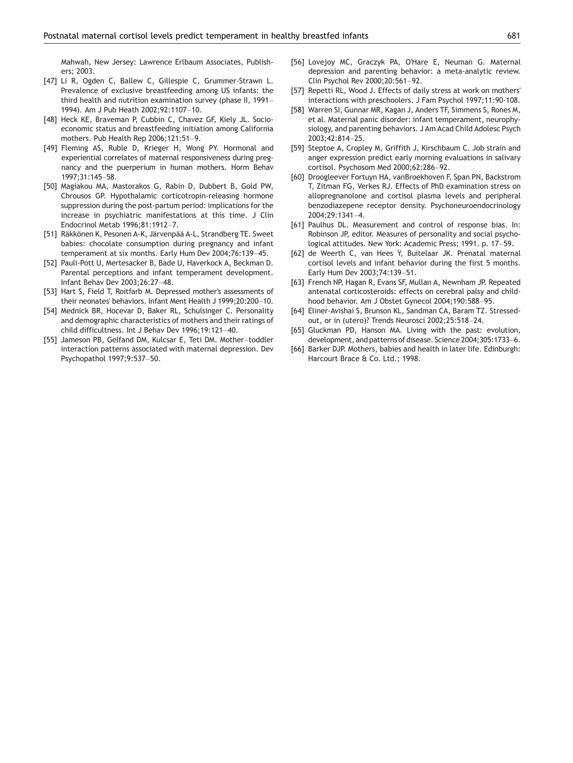Mahwah, New Jersey: Lawrence Erlbaum Associates, Publishers; 2003.

[47] Li R, Ogden C, Ballew C, Gillespie C, Grummer-Strawn L. Prevalence of exclusive breastfeeding among US infants: the third health and nutrition examination survey (phase II, 1991–1994). Am J Pub Heath 2002;92:1107–10.

[48] Heck KE, Braveman P, Cubbin C, Chavez GF, Kiely JL. Socioeconomic status and breastfeeding initiation among California mothers. Pub Health Rep 2006;121:51–9.

[49] Fleming AS, Ruble D, Krieger H, Wong PY. Hormonal and experiential correlates of maternal responsiveness during pregnancy and the puerperium in human mothers. Horm Behav 1997;31:145–58.

[50] Magiakou MA, Mastorakos G, Rabin D, Dubbert B, Gold PW, Chrousos GP. Hypothalamic corticotropin-releasing hormone suppression during the post-partum period: implications for the increase in psychiatric manifestations at this time. J Clin Endocrinol Metab 1996;81:1912–7.

[51] Räkkönen K, Pesonen A-K, Järvenpää A-L, Strandberg TE. Sweet babies: chocolate consumption during pregnancy and infant temperament at six months. Early Hum Dev 2004;76:139–45.

[52] Pauli-Pott U, Mertesacker B, Bade U, Haverkock A, Beckman D. Parental perceptions and infant temperament development. Infant Behav Dev 2003;26:27–48.

[53] Hart S, Field T, Roitfarb M. Depressed mother's assessments of their neonates' behaviors. Infant Ment Health J 1999;20:200–10.

[54] Mednick BR, Hocevar D, Baker RL, Schulsinger C. Personality and demographic characteristics of mothers and their ratings of child difficultness. Int J Behav Dev 1996;19:121–40.

[55] Jameson PB, Gelfand DM, Kulcsar E, Teti DM. Mother–toddler interaction patterns associated with maternal depression. Dev Psychopathol 1997;9:537–50.

[56] Lovejoy MC, Graczyk PA, O'Hare E, Neuman G. Maternal depression and parenting behavior: a meta-analytic review. Clin Psychol Rev 2000;20:561–92.

[57] Repetti RL, Wood J. Effects of daily stress at work on mothers' interactions with preschoolers. J Fam Psychol 1997;11:90-108.

[58] Warren SI, Gunnar MR, Kagan J, Anders TF, Simmens S, Rones M, et al. Maternal panic disorder: infant temperament, neurophysiology, and parenting behaviors. J Am Acad Child Adolesc Psych 2003;42:814–25.

[59] Steptoe A, Cropley M, Griffith J, Kirschbaum C. Job strain and anger expression predict early morning evaluations in salivary cortisol. Psychosom Med 2000;62:286–92.

[60] Droogleever Fortuyn HA, vanBroekhoven F, Span PN, Backstrom T, Zitman FG, Verkes RJ. Effects of PhD examination stress on allopregnanolone and cortisol plasma levels and peripheral benzodiazepene receptor density. Psychoneuroendocrinology 2004;29:1341–4.

[61] Paulhus DL. Measurement and control of response bias. In: Robinson JP, editor. Measures of personality and social psychological attitudes. New York: Academic Press; 1991. p. 17–59.

[62] de Weerth C, van Hees Y, Buitelaar JK. Prenatal maternal cortisol levels and infant behavior during the first 5 months. Early Hum Dev 2003;74:139–51.

[63] French NP, Hagan R, Evans SF, Mullan A, Newnham JP. Repeated antenatal corticosteroids: effects on cerebral palsy and childhood behavior. Am J Obstet Gynecol 2004;190:588–95.

[64] Eliner-Avishai S, Brunson KL, Sandman CA, Baram TZ. Stressed-out, or in (utero)? Trends Neurosci 2002;25:518–24.

[65] Gluckman PD, Hanson MA. Living with the past: evolution, development, and patterns of disease. Science 2004;305:1733–6.

[66] Barker DJP. Mothers, babies and health in later life. Edinburgh: Harcourt Brace & Co. Ltd.; 1998.